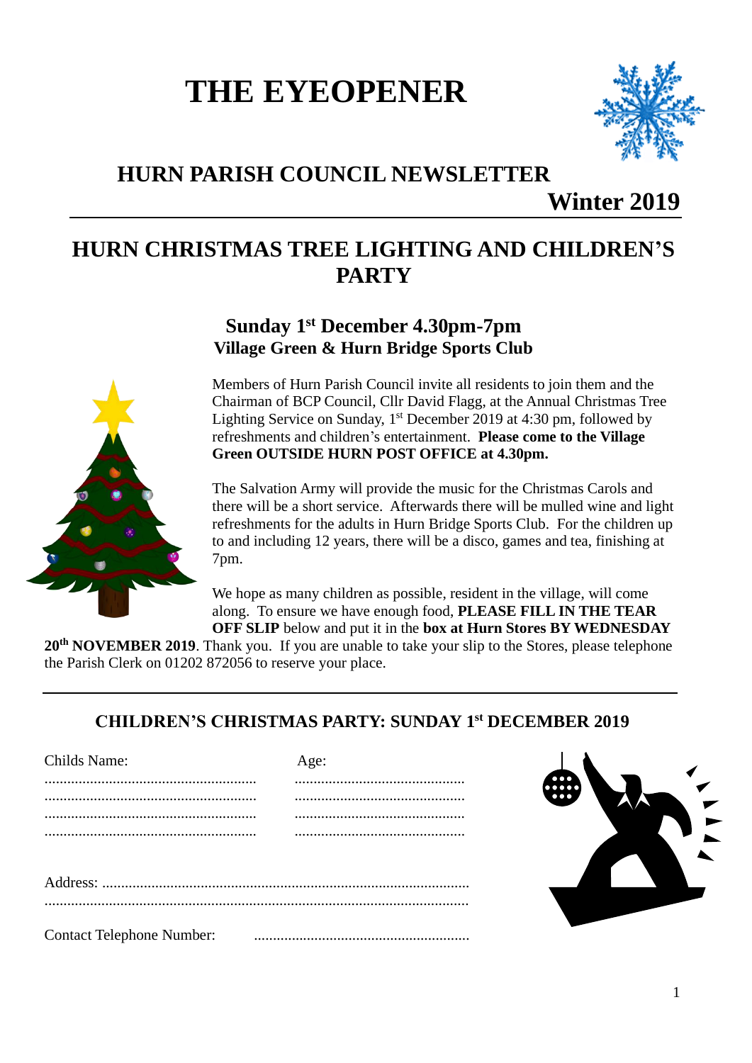# THE EYEOPENER

## HURN PARISH COUNCIL NEWSLETTER

**Winter 2019**

---

## HURN CHRISTMAS TREE LIGHTING AND CHILDREN'S PARTY

### Sunday 1st December 4.30pm-7pm
**Village Green & Hurn Bridge Sports Club**

Members of Hurn Parish Council invite all residents to join them and the Chairman of BCP Council, Cllr David Flagg, at the Annual Christmas Tree Lighting Service on Sunday, 1st December 2019 at 4:30 pm, followed by refreshments and children's entertainment. **Please come to the Village Green OUTSIDE HURN POST OFFICE at 4.30pm.**

The Salvation Army will provide the music for the Christmas Carols and there will be a short service. Afterwards there will be mulled wine and light refreshments for the adults in Hurn Bridge Sports Club. For the children up to and including 12 years, there will be a disco, games and tea, finishing at 7pm.

We hope as many children as possible, resident in the village, will come along. To ensure we have enough food, **PLEASE FILL IN THE TEAR OFF SLIP** below and put it in the **box at Hurn Stores BY WEDNESDAY 20th NOVEMBER 2019**. Thank you. If you are unable to take your slip to the Stores, please telephone the Parish Clerk on 01202 872056 to reserve your place.

---

### CHILDREN'S CHRISTMAS PARTY: SUNDAY 1st DECEMBER 2019

| Childs Name: | Age: |
|---|---|
| ........................................................ | ............................................. |
| ........................................................ | ............................................. |
| ........................................................ | ............................................. |
| ........................................................ | ............................................. |

Address: ...............................................................................................

...............................................................................................................

Contact Telephone Number: .........................................................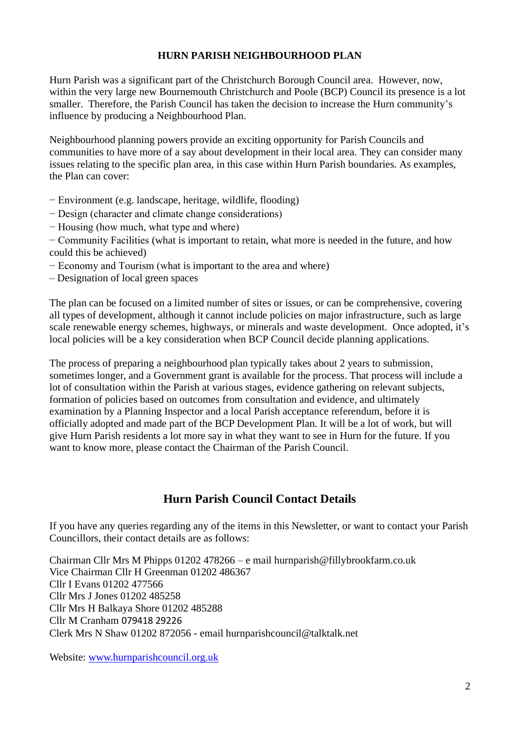## HURN PARISH NEIGHBOURHOOD PLAN

Hurn Parish was a significant part of the Christchurch Borough Council area. However, now, within the very large new Bournemouth Christchurch and Poole (BCP) Council its presence is a lot smaller. Therefore, the Parish Council has taken the decision to increase the Hurn community's influence by producing a Neighbourhood Plan.

Neighbourhood planning powers provide an exciting opportunity for Parish Councils and communities to have more of a say about development in their local area. They can consider many issues relating to the specific plan area, in this case within Hurn Parish boundaries. As examples, the Plan can cover:

− Environment (e.g. landscape, heritage, wildlife, flooding)
− Design (character and climate change considerations)
− Housing (how much, what type and where)
− Community Facilities (what is important to retain, what more is needed in the future, and how could this be achieved)
− Economy and Tourism (what is important to the area and where)
– Designation of local green spaces

The plan can be focused on a limited number of sites or issues, or can be comprehensive, covering all types of development, although it cannot include policies on major infrastructure, such as large scale renewable energy schemes, highways, or minerals and waste development. Once adopted, it's local policies will be a key consideration when BCP Council decide planning applications.

The process of preparing a neighbourhood plan typically takes about 2 years to submission, sometimes longer, and a Government grant is available for the process. That process will include a lot of consultation within the Parish at various stages, evidence gathering on relevant subjects, formation of policies based on outcomes from consultation and evidence, and ultimately examination by a Planning Inspector and a local Parish acceptance referendum, before it is officially adopted and made part of the BCP Development Plan. It will be a lot of work, but will give Hurn Parish residents a lot more say in what they want to see in Hurn for the future. If you want to know more, please contact the Chairman of the Parish Council.

## Hurn Parish Council Contact Details

If you have any queries regarding any of the items in this Newsletter, or want to contact your Parish Councillors, their contact details are as follows:

Chairman Cllr Mrs M Phipps 01202 478266 – e mail hurnparish@fillybrookfarm.co.uk
Vice Chairman Cllr H Greenman 01202 486367
Cllr I Evans 01202 477566
Cllr Mrs J Jones 01202 485258
Cllr Mrs H Balkaya Shore 01202 485288
Cllr M Cranham 079418 29226
Clerk Mrs N Shaw 01202 872056 - email hurnparishcouncil@talktalk.net

Website: [www.hurnparishcouncil.org.uk](http://www.hurnparishcouncil.org.uk)